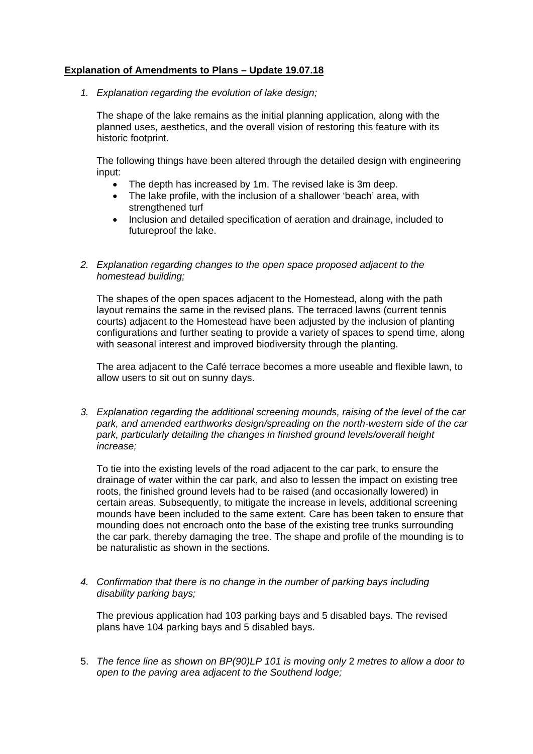**Explanation of Amendments to Plans – Update 19.07.18**

1. *Explanation regarding the evolution of lake design;*

   The shape of the lake remains as the initial planning application, along with the planned uses, aesthetics, and the overall vision of restoring this feature with its historic footprint.

   The following things have been altered through the detailed design with engineering input:

   - The depth has increased by 1m. The revised lake is 3m deep.
   - The lake profile, with the inclusion of a shallower 'beach' area, with strengthened turf
   - Inclusion and detailed specification of aeration and drainage, included to futureproof the lake.

2. *Explanation regarding changes to the open space proposed adjacent to the homestead building;*

   The shapes of the open spaces adjacent to the Homestead, along with the path layout remains the same in the revised plans. The terraced lawns (current tennis courts) adjacent to the Homestead have been adjusted by the inclusion of planting configurations and further seating to provide a variety of spaces to spend time, along with seasonal interest and improved biodiversity through the planting.

   The area adjacent to the Café terrace becomes a more useable and flexible lawn, to allow users to sit out on sunny days.

3. *Explanation regarding the additional screening mounds, raising of the level of the car park, and amended earthworks design/spreading on the north-western side of the car park, particularly detailing the changes in finished ground levels/overall height increase;*

   To tie into the existing levels of the road adjacent to the car park, to ensure the drainage of water within the car park, and also to lessen the impact on existing tree roots, the finished ground levels had to be raised (and occasionally lowered) in certain areas. Subsequently, to mitigate the increase in levels, additional screening mounds have been included to the same extent. Care has been taken to ensure that mounding does not encroach onto the base of the existing tree trunks surrounding the car park, thereby damaging the tree. The shape and profile of the mounding is to be naturalistic as shown in the sections.

4. *Confirmation that there is no change in the number of parking bays including disability parking bays;*

   The previous application had 103 parking bays and 5 disabled bays. The revised plans have 104 parking bays and 5 disabled bays.

5. *The fence line as shown on BP(90)LP 101 is moving only* 2 *metres to allow a door to open to the paving area adjacent to the Southend lodge;*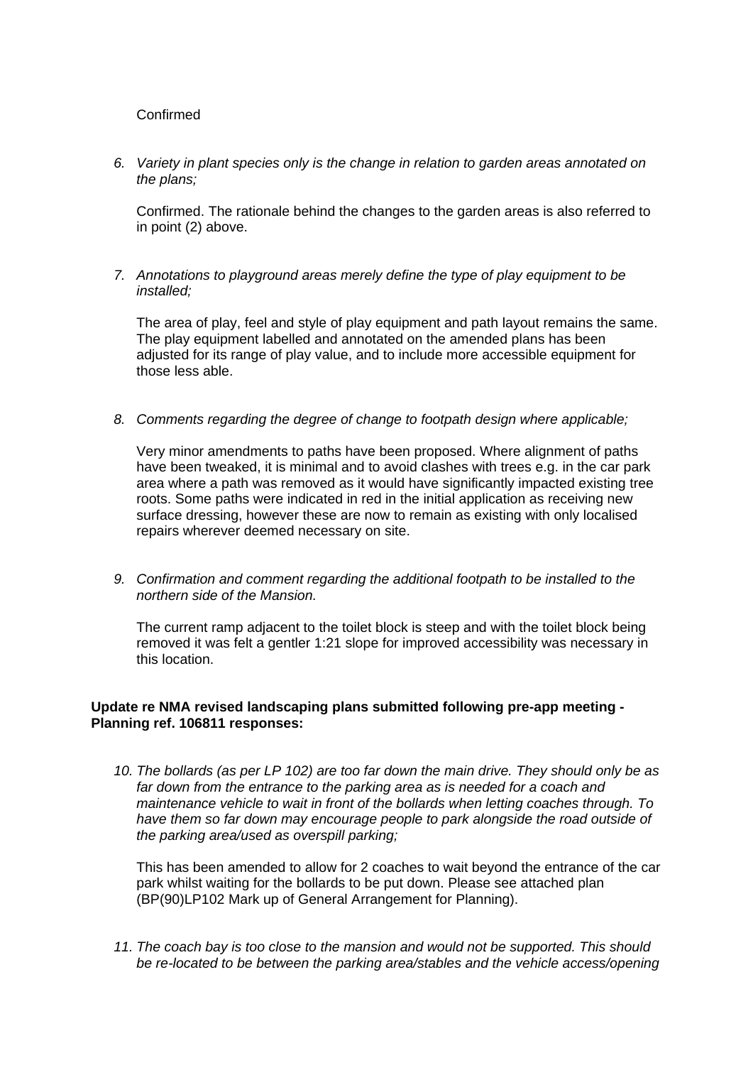Confirmed

6. *Variety in plant species only is the change in relation to garden areas annotated on the plans;*

   Confirmed. The rationale behind the changes to the garden areas is also referred to in point (2) above.

7. *Annotations to playground areas merely define the type of play equipment to be installed;*

   The area of play, feel and style of play equipment and path layout remains the same. The play equipment labelled and annotated on the amended plans has been adjusted for its range of play value, and to include more accessible equipment for those less able.

8. *Comments regarding the degree of change to footpath design where applicable;*

   Very minor amendments to paths have been proposed. Where alignment of paths have been tweaked, it is minimal and to avoid clashes with trees e.g. in the car park area where a path was removed as it would have significantly impacted existing tree roots. Some paths were indicated in red in the initial application as receiving new surface dressing, however these are now to remain as existing with only localised repairs wherever deemed necessary on site.

9. *Confirmation and comment regarding the additional footpath to be installed to the northern side of the Mansion.*

   The current ramp adjacent to the toilet block is steep and with the toilet block being removed it was felt a gentler 1:21 slope for improved accessibility was necessary in this location.

**Update re NMA revised landscaping plans submitted following pre-app meeting - Planning ref. 106811 responses:**

10. *The bollards (as per LP 102) are too far down the main drive. They should only be as far down from the entrance to the parking area as is needed for a coach and maintenance vehicle to wait in front of the bollards when letting coaches through. To have them so far down may encourage people to park alongside the road outside of the parking area/used as overspill parking;*

    This has been amended to allow for 2 coaches to wait beyond the entrance of the car park whilst waiting for the bollards to be put down. Please see attached plan (BP(90)LP102 Mark up of General Arrangement for Planning).

11. *The coach bay is too close to the mansion and would not be supported. This should be re-located to be between the parking area/stables and the vehicle access/opening*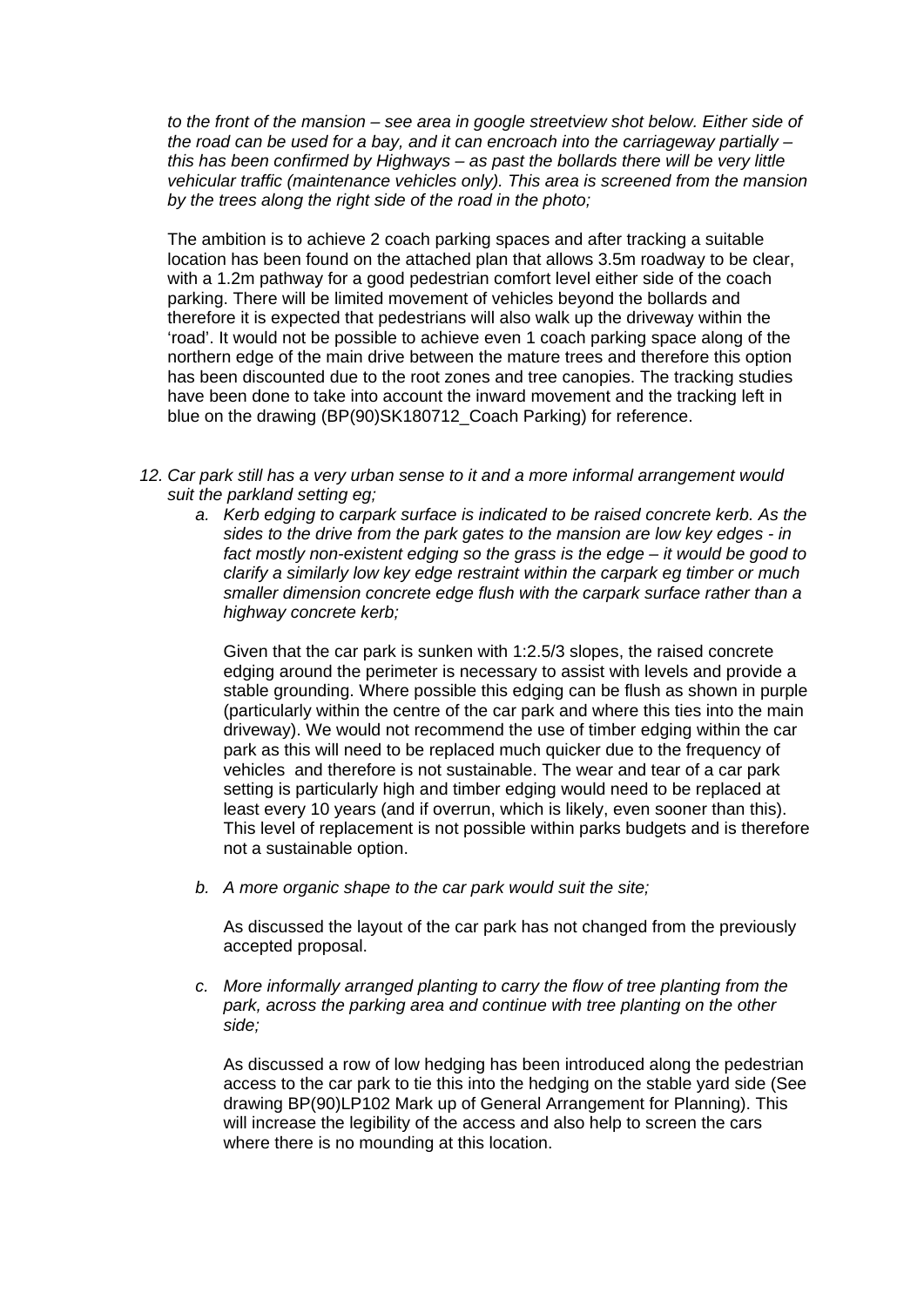*to the front of the mansion – see area in google streetview shot below. Either side of the road can be used for a bay, and it can encroach into the carriageway partially – this has been confirmed by Highways – as past the bollards there will be very little vehicular traffic (maintenance vehicles only). This area is screened from the mansion by the trees along the right side of the road in the photo;*

The ambition is to achieve 2 coach parking spaces and after tracking a suitable location has been found on the attached plan that allows 3.5m roadway to be clear, with a 1.2m pathway for a good pedestrian comfort level either side of the coach parking. There will be limited movement of vehicles beyond the bollards and therefore it is expected that pedestrians will also walk up the driveway within the 'road'. It would not be possible to achieve even 1 coach parking space along of the northern edge of the main drive between the mature trees and therefore this option has been discounted due to the root zones and tree canopies. The tracking studies have been done to take into account the inward movement and the tracking left in blue on the drawing (BP(90)SK180712_Coach Parking) for reference.

12. *Car park still has a very urban sense to it and a more informal arrangement would suit the parkland setting eg;*
    a. *Kerb edging to carpark surface is indicated to be raised concrete kerb. As the sides to the drive from the park gates to the mansion are low key edges - in fact mostly non-existent edging so the grass is the edge – it would be good to clarify a similarly low key edge restraint within the carpark eg timber or much smaller dimension concrete edge flush with the carpark surface rather than a highway concrete kerb;*

       Given that the car park is sunken with 1:2.5/3 slopes, the raised concrete edging around the perimeter is necessary to assist with levels and provide a stable grounding. Where possible this edging can be flush as shown in purple (particularly within the centre of the car park and where this ties into the main driveway). We would not recommend the use of timber edging within the car park as this will need to be replaced much quicker due to the frequency of vehicles and therefore is not sustainable. The wear and tear of a car park setting is particularly high and timber edging would need to be replaced at least every 10 years (and if overrun, which is likely, even sooner than this). This level of replacement is not possible within parks budgets and is therefore not a sustainable option.

    b. *A more organic shape to the car park would suit the site;*

       As discussed the layout of the car park has not changed from the previously accepted proposal.

    c. *More informally arranged planting to carry the flow of tree planting from the park, across the parking area and continue with tree planting on the other side;*

       As discussed a row of low hedging has been introduced along the pedestrian access to the car park to tie this into the hedging on the stable yard side (See drawing BP(90)LP102 Mark up of General Arrangement for Planning). This will increase the legibility of the access and also help to screen the cars where there is no mounding at this location.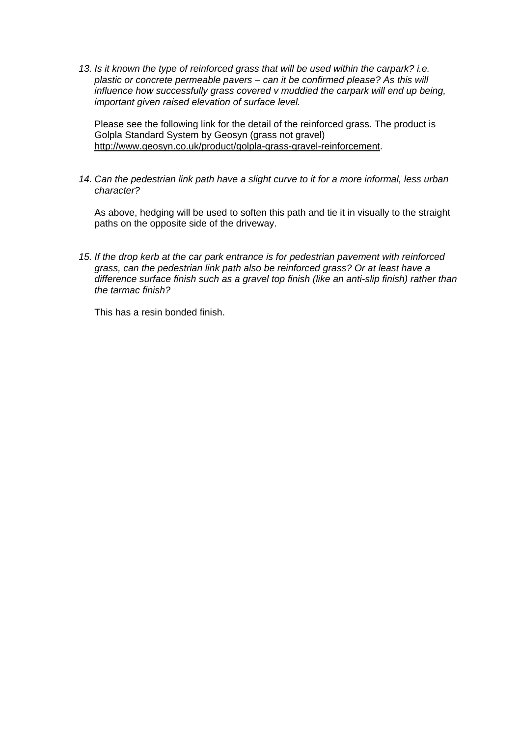13. *Is it known the type of reinforced grass that will be used within the carpark? i.e. plastic or concrete permeable pavers – can it be confirmed please? As this will influence how successfully grass covered v muddied the carpark will end up being, important given raised elevation of surface level.*

    Please see the following link for the detail of the reinforced grass. The product is Golpla Standard System by Geosyn (grass not gravel) http://www.geosyn.co.uk/product/golpla-grass-gravel-reinforcement.

14. *Can the pedestrian link path have a slight curve to it for a more informal, less urban character?*

    As above, hedging will be used to soften this path and tie it in visually to the straight paths on the opposite side of the driveway.

15. *If the drop kerb at the car park entrance is for pedestrian pavement with reinforced grass, can the pedestrian link path also be reinforced grass? Or at least have a difference surface finish such as a gravel top finish (like an anti-slip finish) rather than the tarmac finish?*

    This has a resin bonded finish.